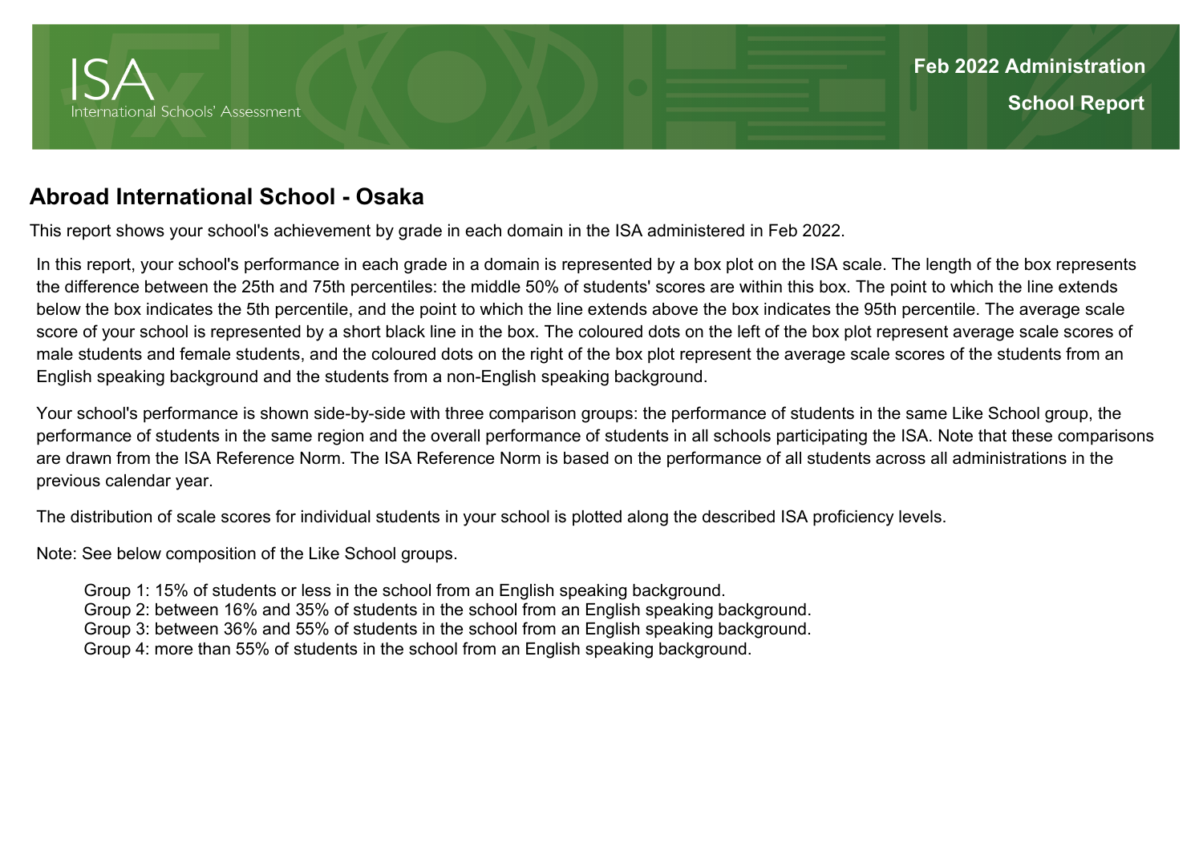# ISA

International Schools' Assessment

**Feb 2022 Administration**

**School Report**

## Abroad International School - Osaka

This report shows your school's achievement by grade in each domain in the ISA administered in Feb 2022.

In this report, your school's performance in each grade in a domain is represented by a box plot on the ISA scale. The length of the box represents the difference between the 25th and 75th percentiles: the middle 50% of students' scores are within this box. The point to which the line extends below the box indicates the 5th percentile, and the point to which the line extends above the box indicates the 95th percentile. The average scale score of your school is represented by a short black line in the box. The coloured dots on the left of the box plot represent average scale scores of male students and female students, and the coloured dots on the right of the box plot represent the average scale scores of the students from an English speaking background and the students from a non-English speaking background.

Your school's performance is shown side-by-side with three comparison groups: the performance of students in the same Like School group, the performance of students in the same region and the overall performance of students in all schools participating the ISA. Note that these comparisons are drawn from the ISA Reference Norm. The ISA Reference Norm is based on the performance of all students across all administrations in the previous calendar year.

The distribution of scale scores for individual students in your school is plotted along the described ISA proficiency levels.

Note: See below composition of the Like School groups.

Group 1: 15% of students or less in the school from an English speaking background.
Group 2: between 16% and 35% of students in the school from an English speaking background.
Group 3: between 36% and 55% of students in the school from an English speaking background.
Group 4: more than 55% of students in the school from an English speaking background.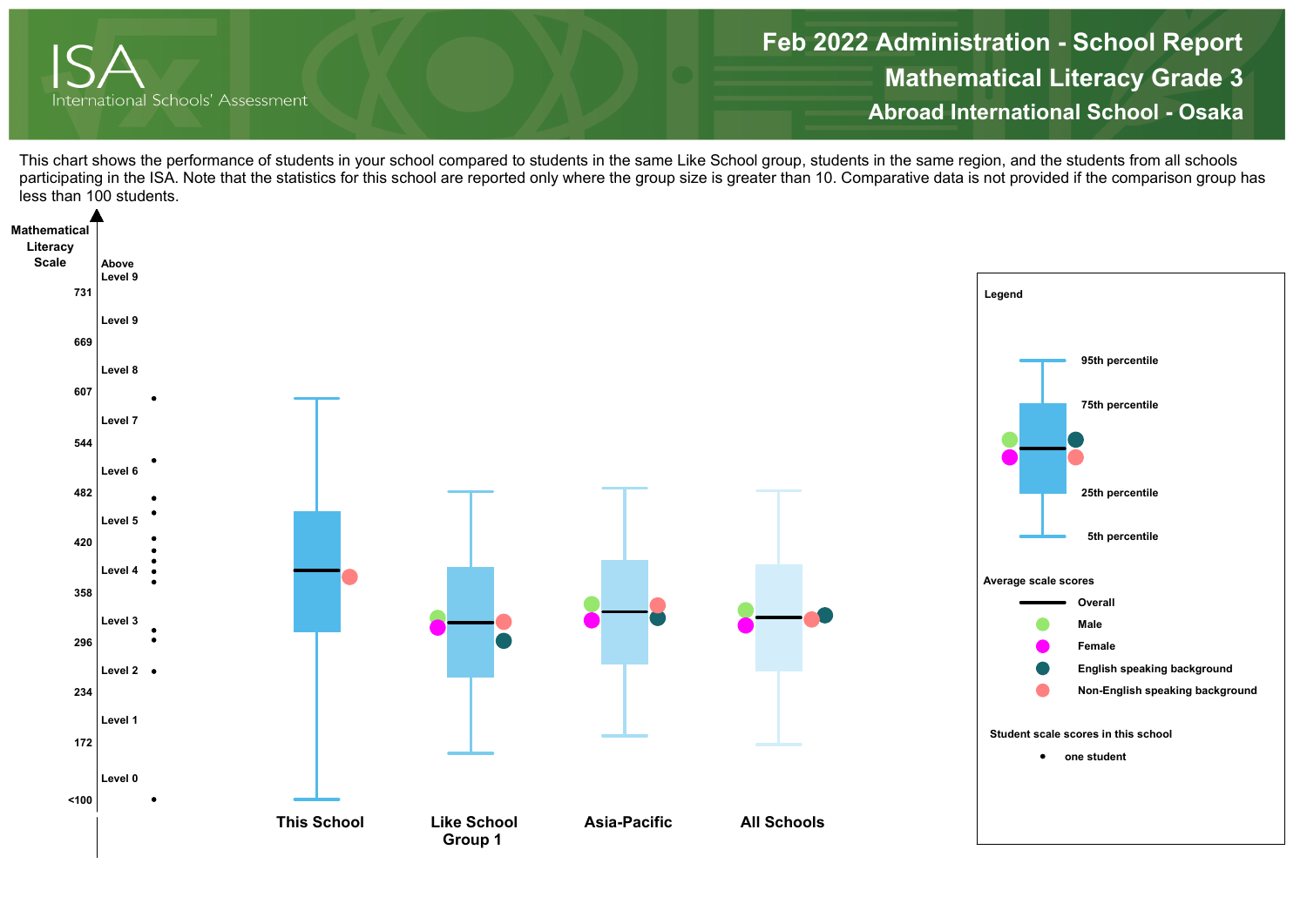# Feb 2022 Administration - School Report

## Mathematical Literacy Grade 3

### Abroad International School - Osaka

This chart shows the performance of students in your school compared to students in the same Like School group, students in the same region, and the students from all schools participating in the ISA. Note that the statistics for this school are reported only where the group size is greater than 10. Comparative data is not provided if the comparison group has less than 100 students.

**Mathematical Literacy Scale**

| Scale score | Level |
|---|---|
| | Above Level 9 |
| 731 | |
| | Level 9 |
| 669 | |
| | Level 8 |
| 607 | |
| | Level 7 |
| 544 | |
| | Level 6 |
| 482 | |
| | Level 5 |
| 420 | |
| | Level 4 |
| 358 | |
| | Level 3 |
| 296 | |
| | Level 2 |
| 234 | |
| | Level 1 |
| 172 | |
| | Level 0 |
| <100 | |

This School | Like School Group 1 | Asia-Pacific | All Schools

**Legend**

- 95th percentile
- 75th percentile
- 25th percentile
- 5th percentile

**Average scale scores**

- Overall
- Male
- Female
- English speaking background
- Non-English speaking background

**Student scale scores in this school**

- one student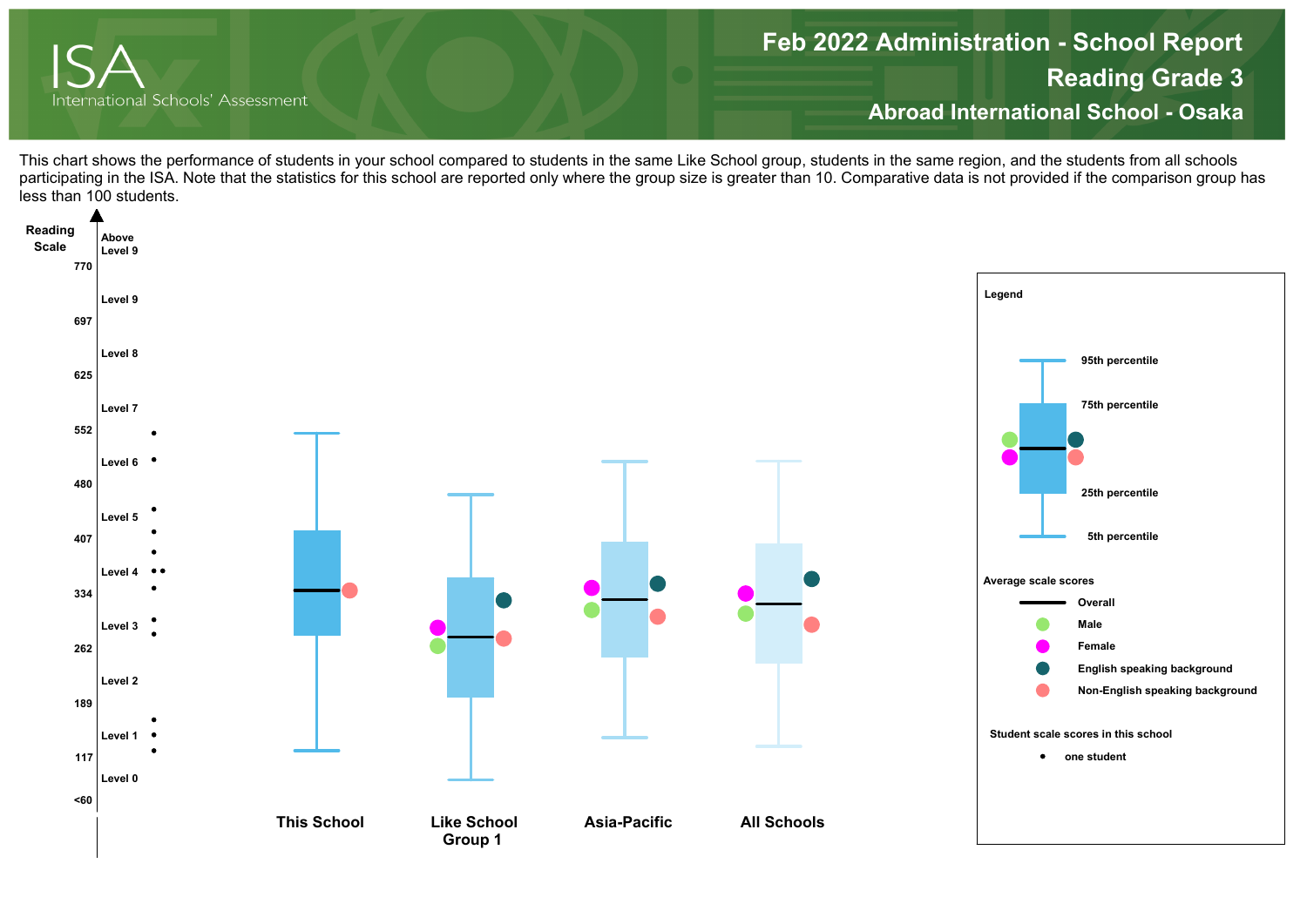# Feb 2022 Administration - School Report

## Reading Grade 3

## Abroad International School - Osaka

This chart shows the performance of students in your school compared to students in the same Like School group, students in the same region, and the students from all schools participating in the ISA. Note that the statistics for this school are reported only where the group size is greater than 10. Comparative data is not provided if the comparison group has less than 100 students.

Reading Scale

| Scale | Level |
|---|---|
| | Above Level 9 |
| 770 | |
| | Level 9 |
| 697 | |
| | Level 8 |
| 625 | |
| | Level 7 |
| 552 | |
| | Level 6 |
| 480 | |
| | Level 5 |
| 407 | |
| | Level 4 |
| 334 | |
| | Level 3 |
| 262 | |
| | Level 2 |
| 189 | |
| | Level 1 |
| 117 | |
| | Level 0 |
| <60 | |

This School | Like School Group 1 | Asia-Pacific | All Schools

**Legend**

- 95th percentile
- 75th percentile
- 25th percentile
- 5th percentile

**Average scale scores**

- Overall
- Male
- Female
- English speaking background
- Non-English speaking background

**Student scale scores in this school**

- one student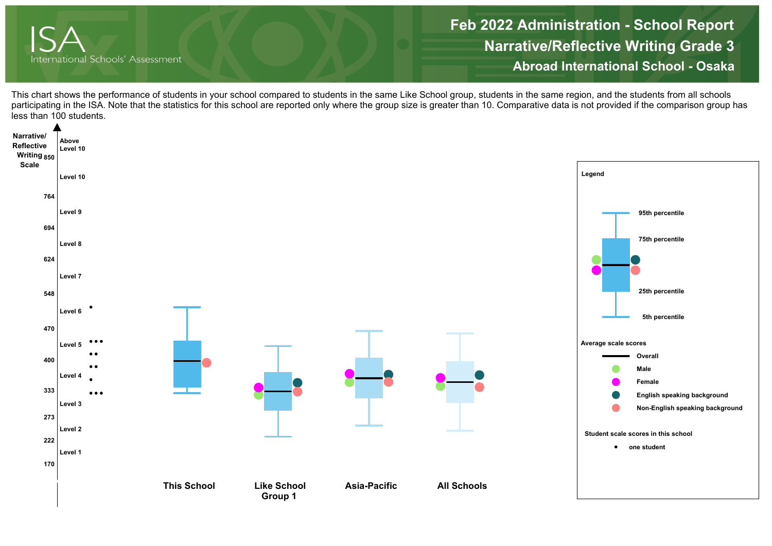# Feb 2022 Administration - School Report

## Narrative/Reflective Writing Grade 3

### Abroad International School - Osaka

This chart shows the performance of students in your school compared to students in the same Like School group, students in the same region, and the students from all schools participating in the ISA. Note that the statistics for this school are reported only where the group size is greater than 10. Comparative data is not provided if the comparison group has less than 100 students.

**Narrative/Reflective Writing Scale**

| Scale | Level |
|---|---|
| | Above Level 10 |
| 850 | |
| | Level 10 |
| 764 | |
| | Level 9 |
| 694 | |
| | Level 8 |
| 624 | |
| | Level 7 |
| 548 | |
| | Level 6 |
| 470 | |
| | Level 5 |
| 400 | |
| | Level 4 |
| 333 | |
| | Level 3 |
| 273 | |
| | Level 2 |
| 222 | |
| | Level 1 |
| 170 | |

**This School** | **Like School Group 1** | **Asia-Pacific** | **All Schools**

**Legend**

- 95th percentile
- 75th percentile
- 25th percentile
- 5th percentile

**Average scale scores**

- Overall
- Male
- Female
- English speaking background
- Non-English speaking background

**Student scale scores in this school**

- one student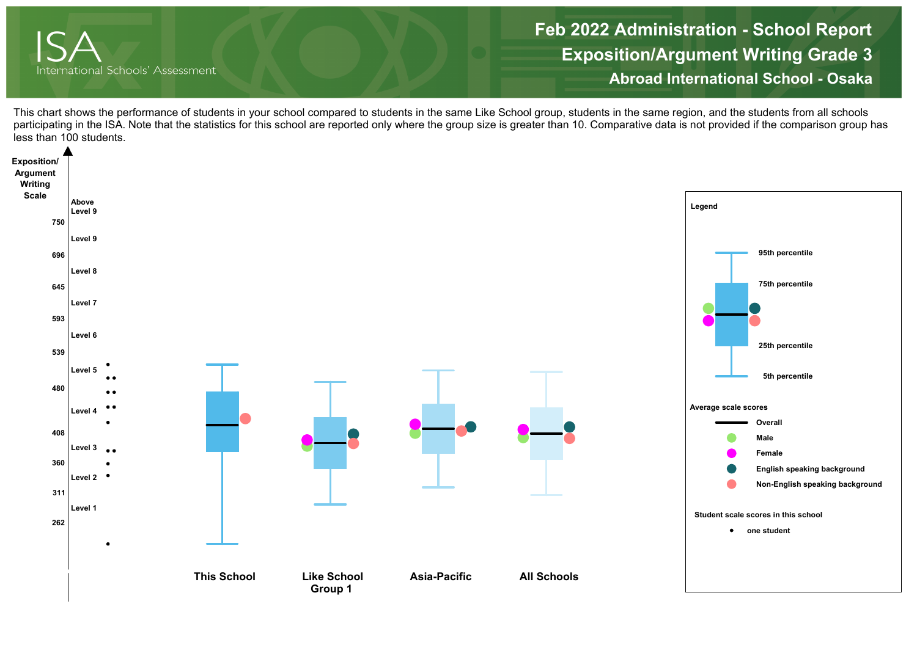# Feb 2022 Administration - School Report

## Exposition/Argument Writing Grade 3

### Abroad International School - Osaka

This chart shows the performance of students in your school compared to students in the same Like School group, students in the same region, and the students from all schools participating in the ISA. Note that the statistics for this school are reported only where the group size is greater than 10. Comparative data is not provided if the comparison group has less than 100 students.

Exposition/Argument Writing Scale

| Scale | Level |
| --- | --- |
| | Above Level 9 |
| 750 | |
| | Level 9 |
| 696 | |
| | Level 8 |
| 645 | |
| | Level 7 |
| 593 | |
| | Level 6 |
| 539 | |
| | Level 5 |
| 480 | |
| | Level 4 |
| 408 | |
| | Level 3 |
| 360 | |
| | Level 2 |
| 311 | |
| | Level 1 |
| 262 | |

This School | Like School Group 1 | Asia-Pacific | All Schools

**Legend**

- 95th percentile
- 75th percentile
- 25th percentile
- 5th percentile

**Average scale scores**

- Overall
- Male
- Female
- English speaking background
- Non-English speaking background

**Student scale scores in this school**

- one student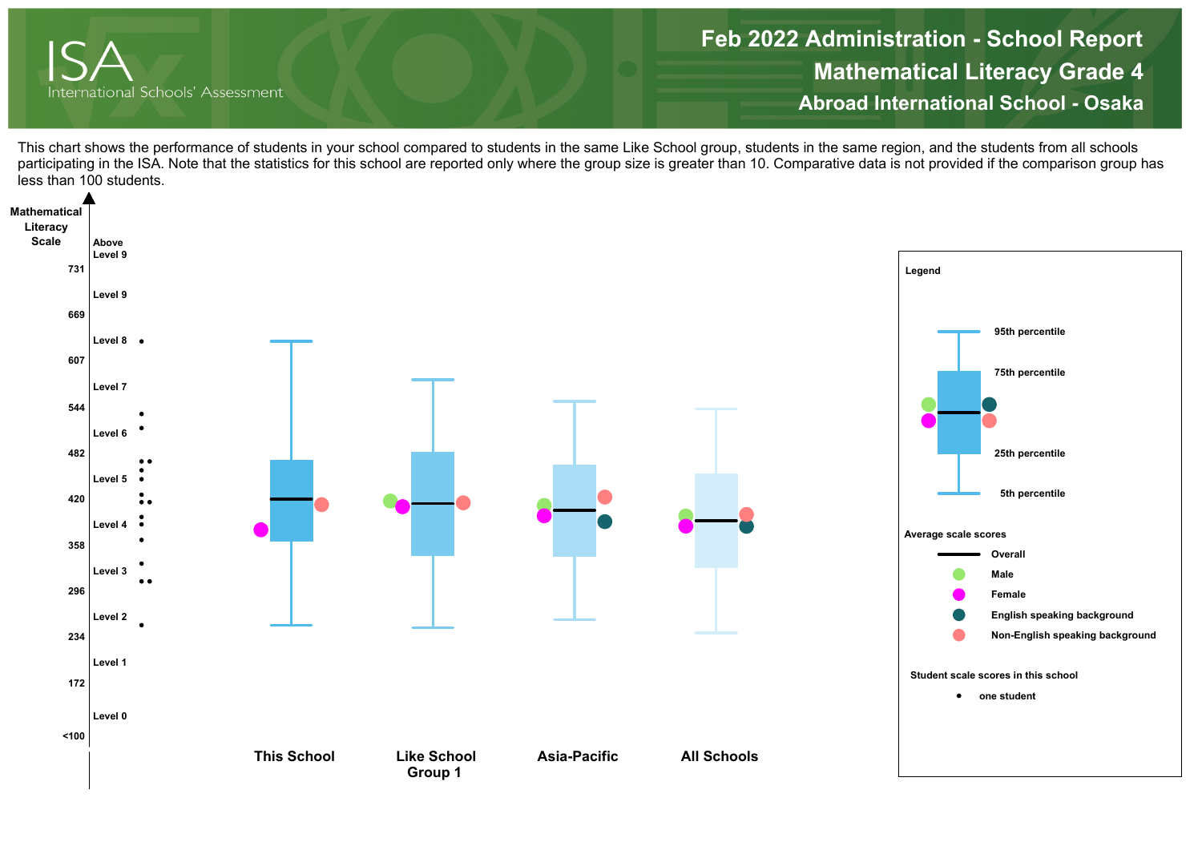# Feb 2022 Administration - School Report

## Mathematical Literacy Grade 4

### Abroad International School - Osaka

This chart shows the performance of students in your school compared to students in the same Like School group, students in the same region, and the students from all schools participating in the ISA. Note that the statistics for this school are reported only where the group size is greater than 10. Comparative data is not provided if the comparison group has less than 100 students.

**Mathematical Literacy Scale**

| Scale score | Level |
|---|---|
| | Above Level 9 |
| 731 | |
| | Level 9 |
| 669 | |
| | Level 8 |
| 607 | |
| | Level 7 |
| 544 | |
| | Level 6 |
| 482 | |
| | Level 5 |
| 420 | |
| | Level 4 |
| 358 | |
| | Level 3 |
| 296 | |
| | Level 2 |
| 234 | |
| | Level 1 |
| 172 | |
| | Level 0 |
| <100 | |

**This School** | **Like School Group 1** | **Asia-Pacific** | **All Schools**

**Legend**

- 95th percentile
- 75th percentile
- 25th percentile
- 5th percentile

**Average scale scores**

- Overall
- Male
- Female
- English speaking background
- Non-English speaking background

**Student scale scores in this school**

- • one student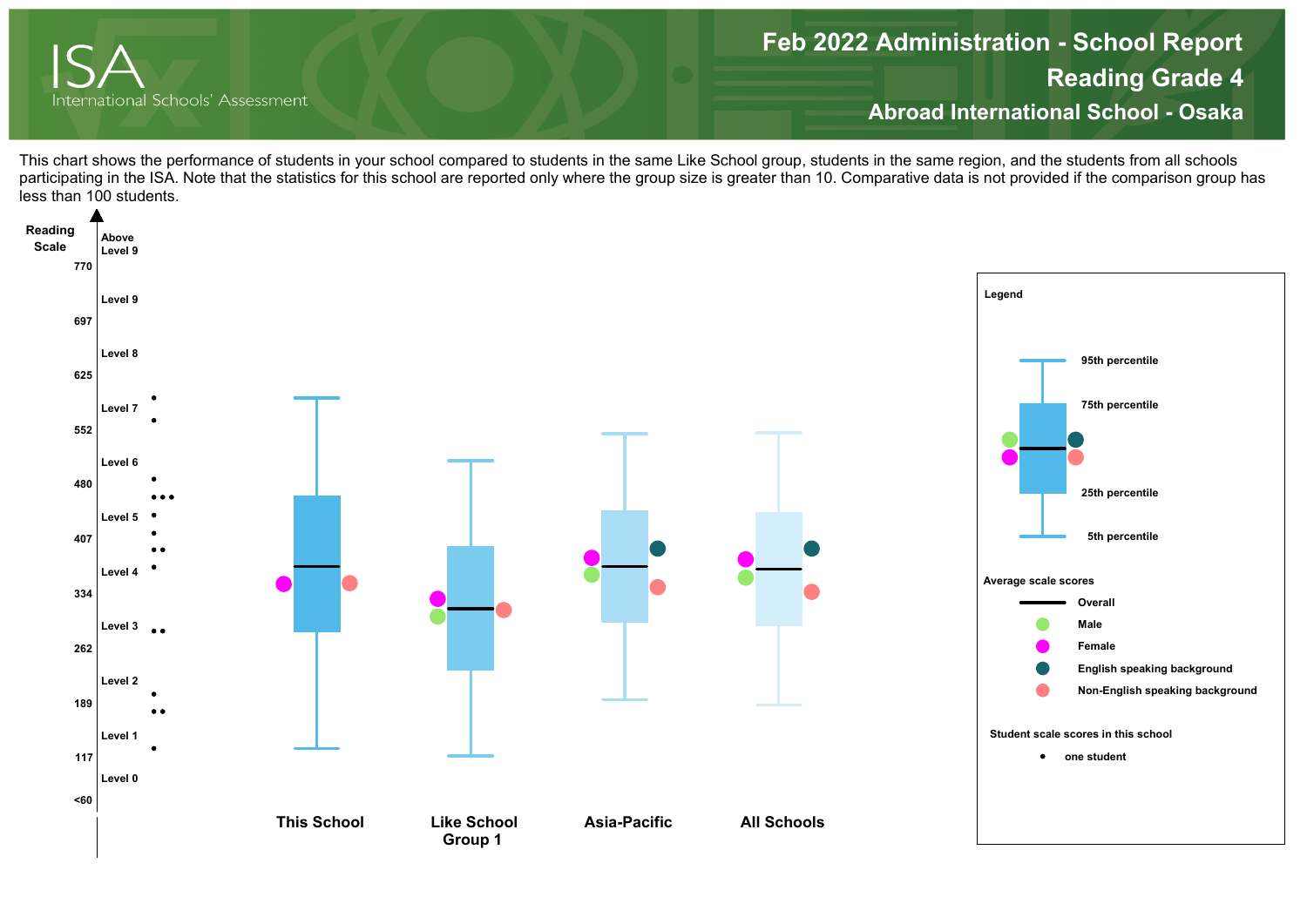# Feb 2022 Administration - School Report

## Reading Grade 4

## Abroad International School - Osaka

ISA International Schools' Assessment

This chart shows the performance of students in your school compared to students in the same Like School group, students in the same region, and the students from all schools participating in the ISA. Note that the statistics for this school are reported only where the group size is greater than 10. Comparative data is not provided if the comparison group has less than 100 students.

Reading Scale

| Scale | Level |
|---|---|
| | Above Level 9 |
| 770 | |
| | Level 9 |
| 697 | |
| | Level 8 |
| 625 | |
| | Level 7 |
| 552 | |
| | Level 6 |
| 480 | |
| | Level 5 |
| 407 | |
| | Level 4 |
| 334 | |
| | Level 3 |
| 262 | |
| | Level 2 |
| 189 | |
| | Level 1 |
| 117 | |
| | Level 0 |
| <60 | |

This School | Like School Group 1 | Asia-Pacific | All Schools

**Legend**

- 95th percentile
- 75th percentile
- 25th percentile
- 5th percentile

**Average scale scores**

- Overall
- Male
- Female
- English speaking background
- Non-English speaking background

**Student scale scores in this school**

- one student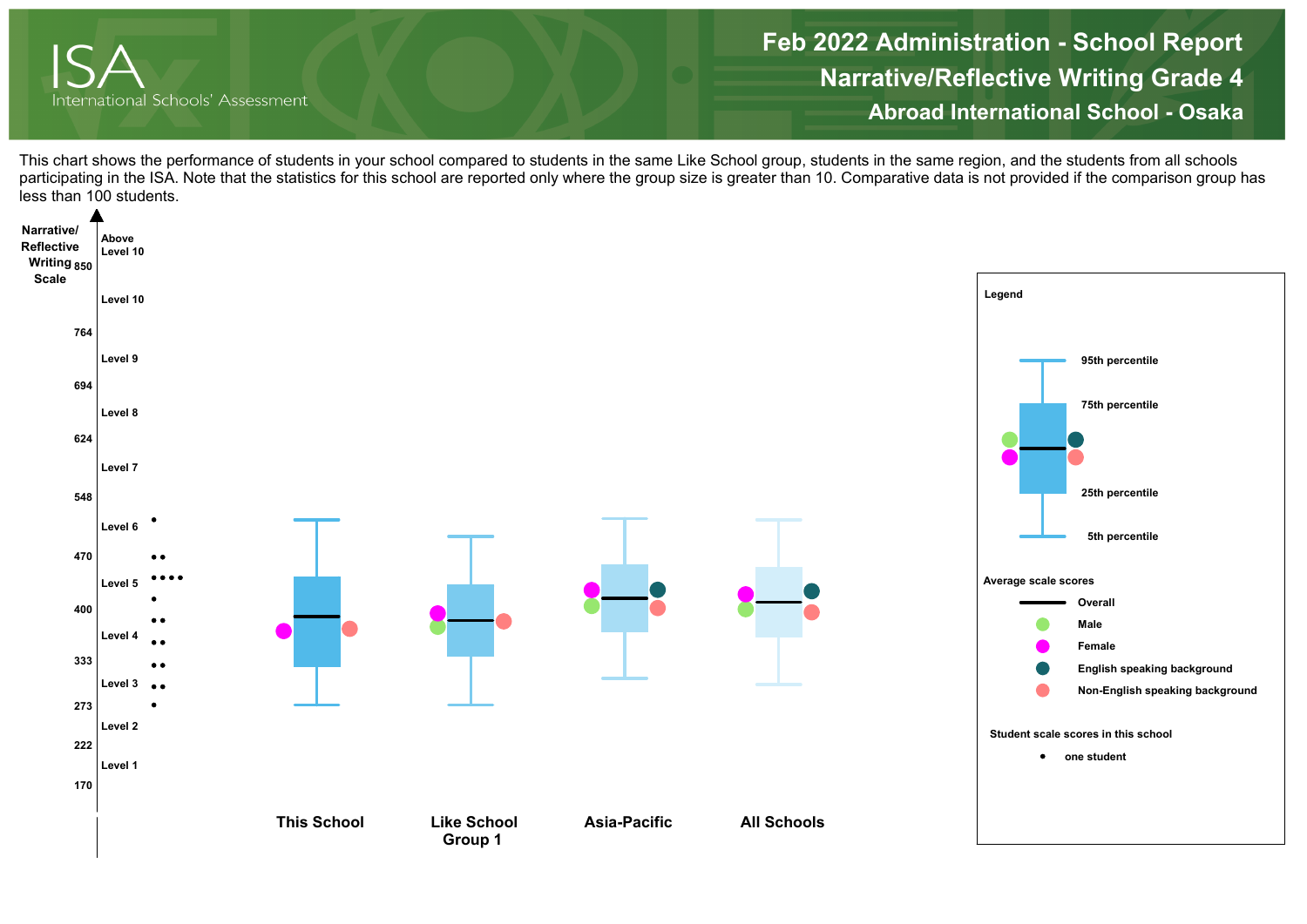# Feb 2022 Administration - School Report

## Narrative/Reflective Writing Grade 4

### Abroad International School - Osaka

This chart shows the performance of students in your school compared to students in the same Like School group, students in the same region, and the students from all schools participating in the ISA. Note that the statistics for this school are reported only where the group size is greater than 10. Comparative data is not provided if the comparison group has less than 100 students.

Narrative/Reflective Writing Scale

| Scale | Level |
|---|---|
| | Above Level 10 |
| 850 | |
| | Level 10 |
| 764 | |
| | Level 9 |
| 694 | |
| | Level 8 |
| 624 | |
| | Level 7 |
| 548 | |
| | Level 6 |
| 470 | |
| | Level 5 |
| 400 | |
| | Level 4 |
| 333 | |
| | Level 3 |
| 273 | |
| | Level 2 |
| 222 | |
| | Level 1 |
| 170 | |

This School | Like School Group 1 | Asia-Pacific | All Schools

**Legend**

- 95th percentile
- 75th percentile
- 25th percentile
- 5th percentile

**Average scale scores**

- Overall
- Male
- Female
- English speaking background
- Non-English speaking background

**Student scale scores in this school**

- one student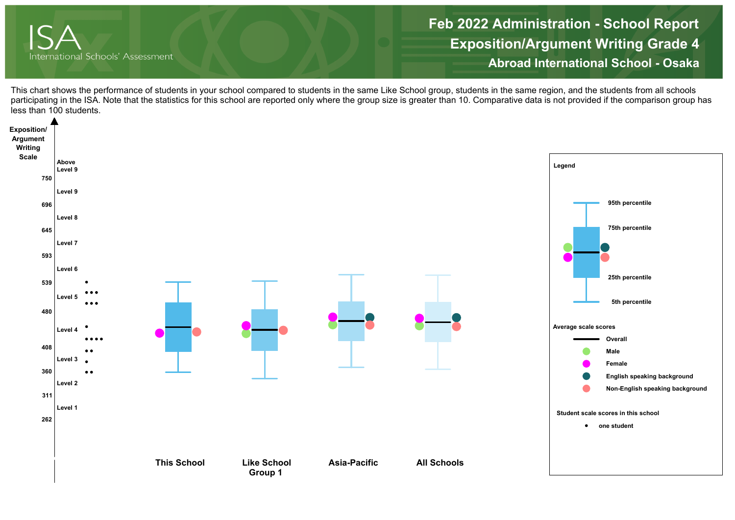# Feb 2022 Administration - School Report
## Exposition/Argument Writing Grade 4
### Abroad International School - Osaka

ISA International Schools' Assessment

This chart shows the performance of students in your school compared to students in the same Like School group, students in the same region, and the students from all schools participating in the ISA. Note that the statistics for this school are reported only where the group size is greater than 10. Comparative data is not provided if the comparison group has less than 100 students.

**Exposition/Argument Writing Scale**

| Scale | Level |
|---|---|
| | Above Level 9 |
| 750 | |
| | Level 9 |
| 696 | |
| | Level 8 |
| 645 | |
| | Level 7 |
| 593 | |
| | Level 6 |
| 539 | |
| | Level 5 |
| 480 | |
| | Level 4 |
| 408 | |
| | Level 3 |
| 360 | |
| | Level 2 |
| 311 | |
| | Level 1 |
| 262 | |

Groups: This School, Like School Group 1, Asia-Pacific, All Schools

**Legend**

- 95th percentile
- 75th percentile
- 25th percentile
- 5th percentile

**Average scale scores**

- Overall
- Male
- Female
- English speaking background
- Non-English speaking background

**Student scale scores in this school**

- • one student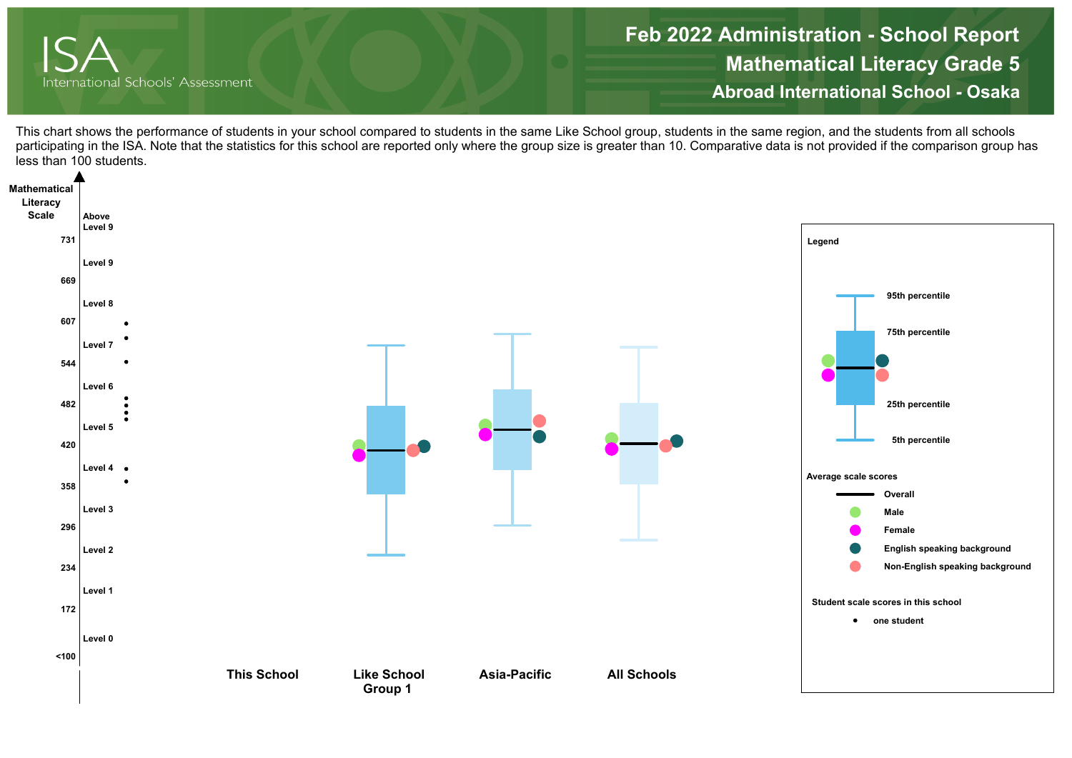# Feb 2022 Administration - School Report

## Mathematical Literacy Grade 5

### Abroad International School - Osaka

This chart shows the performance of students in your school compared to students in the same Like School group, students in the same region, and the students from all schools participating in the ISA. Note that the statistics for this school are reported only where the group size is greater than 10. Comparative data is not provided if the comparison group has less than 100 students.

**Mathematical Literacy Scale**

| Scale | Level |
|---|---|
| | Above Level 9 |
| 731 | |
| | Level 9 |
| 669 | |
| | Level 8 |
| 607 | |
| | Level 7 |
| 544 | |
| | Level 6 |
| 482 | |
| | Level 5 |
| 420 | |
| | Level 4 |
| 358 | |
| | Level 3 |
| 296 | |
| | Level 2 |
| 234 | |
| | Level 1 |
| 172 | |
| | Level 0 |
| <100 | |

**This School** | **Like School Group 1** | **Asia-Pacific** | **All Schools**

**Legend**

- 95th percentile
- 75th percentile
- 25th percentile
- 5th percentile

**Average scale scores**

- Overall
- Male
- Female
- English speaking background
- Non-English speaking background

**Student scale scores in this school**

- • one student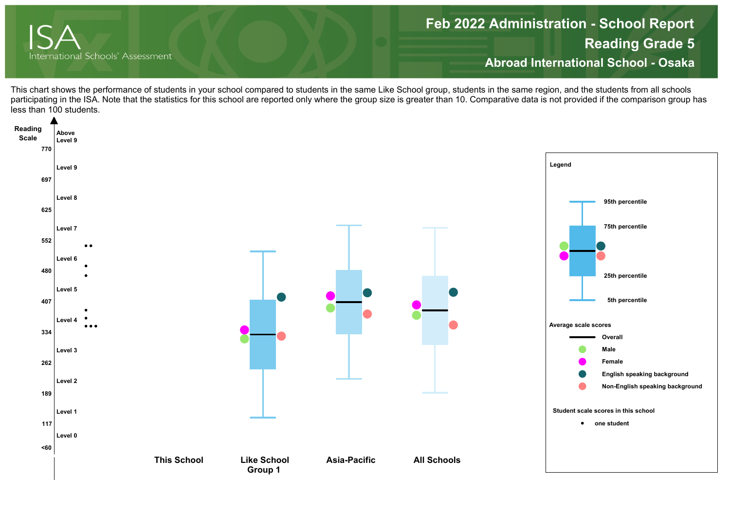# Feb 2022 Administration - School Report

## Reading Grade 5

## Abroad International School - Osaka

This chart shows the performance of students in your school compared to students in the same Like School group, students in the same region, and the students from all schools participating in the ISA. Note that the statistics for this school are reported only where the group size is greater than 10. Comparative data is not provided if the comparison group has less than 100 students.

Reading Scale

| Scale | Level |
|---|---|
| | Above Level 9 |
| 770 | |
| | Level 9 |
| 697 | |
| | Level 8 |
| 625 | |
| | Level 7 |
| 552 | |
| | Level 6 |
| 480 | |
| | Level 5 |
| 407 | |
| | Level 4 |
| 334 | |
| | Level 3 |
| 262 | |
| | Level 2 |
| 189 | |
| | Level 1 |
| 117 | |
| | Level 0 |
| <60 | |

This School | Like School Group 1 | Asia-Pacific | All Schools

**Legend**

- 95th percentile
- 75th percentile
- 25th percentile
- 5th percentile

**Average scale scores**

- Overall
- Male
- Female
- English speaking background
- Non-English speaking background

**Student scale scores in this school**

- one student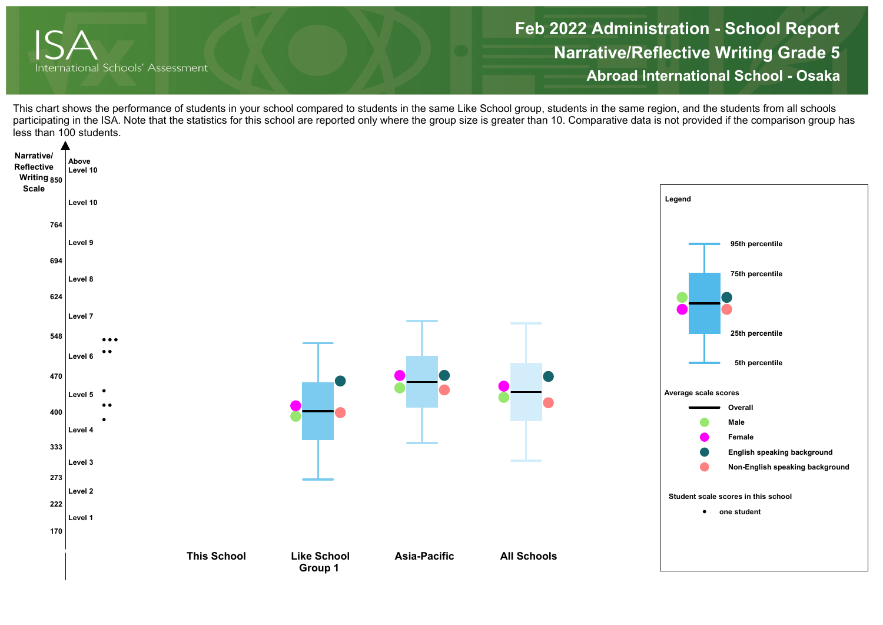# Feb 2022 Administration - School Report

## Narrative/Reflective Writing Grade 5

### Abroad International School - Osaka

This chart shows the performance of students in your school compared to students in the same Like School group, students in the same region, and the students from all schools participating in the ISA. Note that the statistics for this school are reported only where the group size is greater than 10. Comparative data is not provided if the comparison group has less than 100 students.

Narrative/ Reflective Writing Scale

| Scale | Level |
|---|---|
| | Above Level 10 |
| 850 | |
| | Level 10 |
| 764 | |
| | Level 9 |
| 694 | |
| | Level 8 |
| 624 | |
| | Level 7 |
| 548 | |
| | Level 6 |
| 470 | |
| | Level 5 |
| 400 | |
| | Level 4 |
| 333 | |
| | Level 3 |
| 273 | |
| | Level 2 |
| 222 | |
| | Level 1 |
| 170 | |

This School | Like School Group 1 | Asia-Pacific | All Schools

**Legend**

- 95th percentile
- 75th percentile
- 25th percentile
- 5th percentile

**Average scale scores**

- Overall
- Male
- Female
- English speaking background
- Non-English speaking background

**Student scale scores in this school**

- one student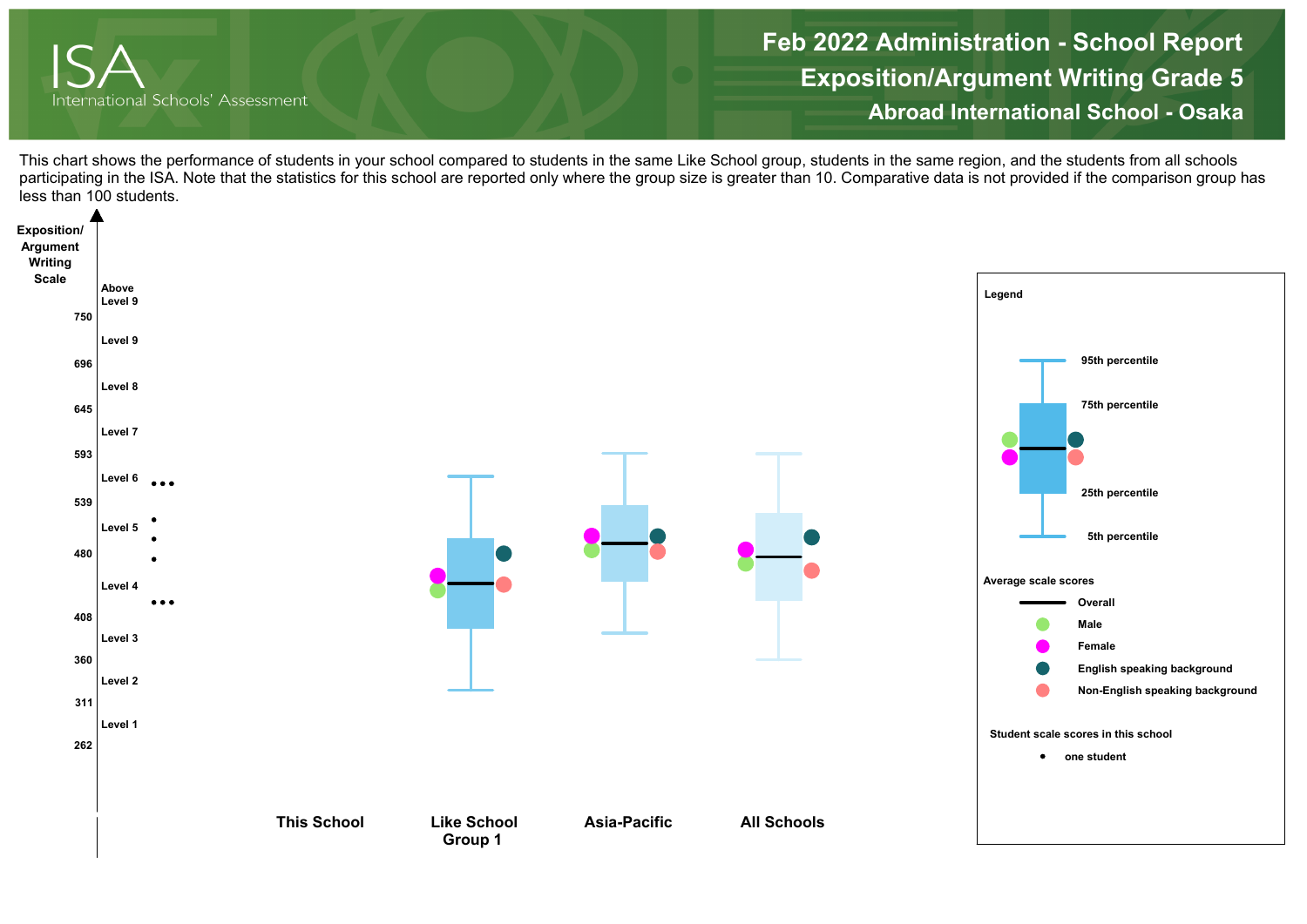# Feb 2022 Administration - School Report

## Exposition/Argument Writing Grade 5

### Abroad International School - Osaka

This chart shows the performance of students in your school compared to students in the same Like School group, students in the same region, and the students from all schools participating in the ISA. Note that the statistics for this school are reported only where the group size is greater than 10. Comparative data is not provided if the comparison group has less than 100 students.

Exposition/ Argument Writing Scale

Above Level 9

750

Level 9

696

Level 8

645

Level 7

593

Level 6

539

Level 5

480

Level 4

408

Level 3

360

Level 2

311

Level 1

262

This School

Like School Group 1

Asia-Pacific

All Schools

**Legend**

95th percentile

75th percentile

25th percentile

5th percentile

**Average scale scores**

Overall

Male

Female

English speaking background

Non-English speaking background

**Student scale scores in this school**

one student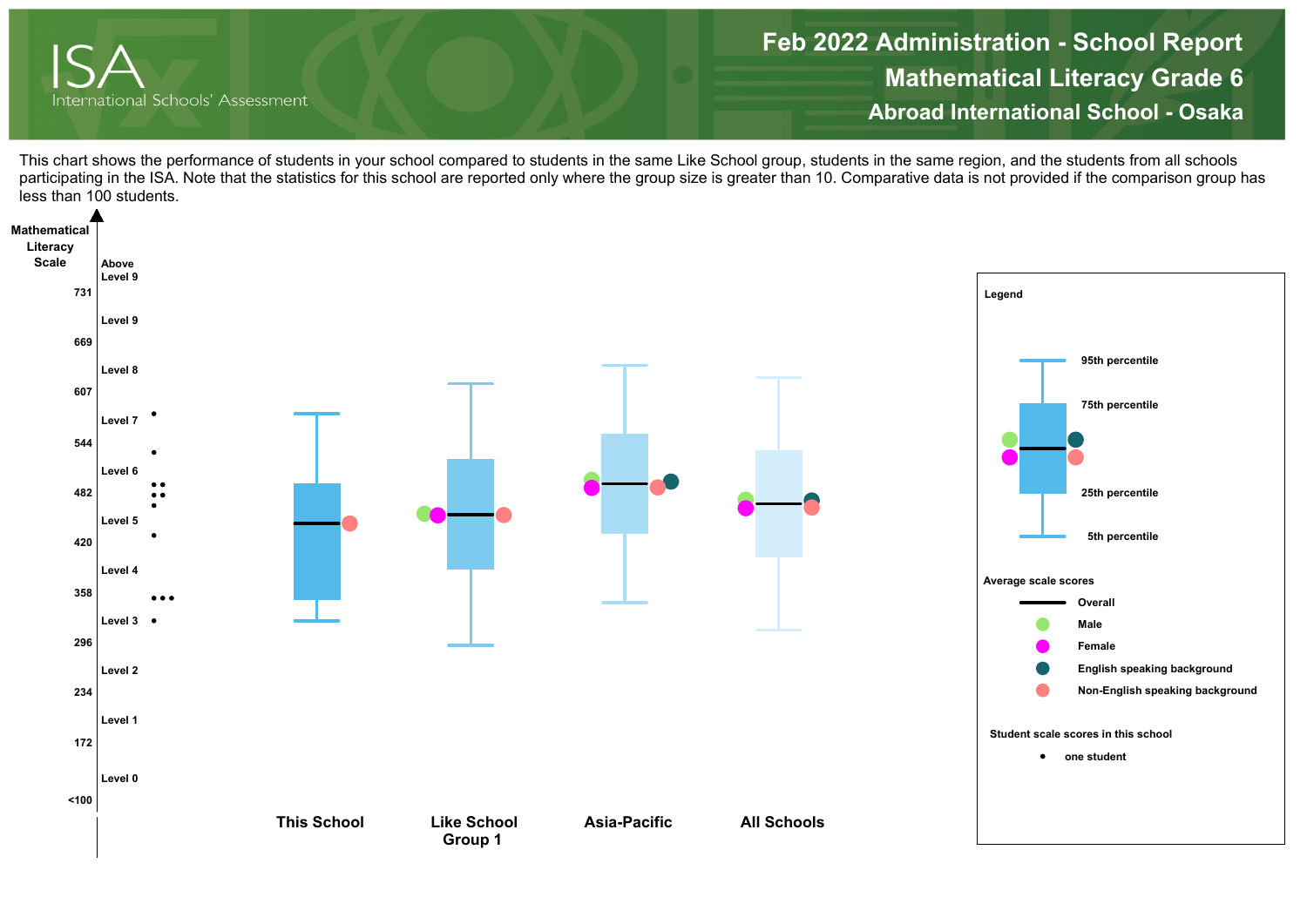# Feb 2022 Administration - School Report

## Mathematical Literacy Grade 6

### Abroad International School - Osaka

This chart shows the performance of students in your school compared to students in the same Like School group, students in the same region, and the students from all schools participating in the ISA. Note that the statistics for this school are reported only where the group size is greater than 10. Comparative data is not provided if the comparison group has less than 100 students.

Mathematical Literacy Scale

| Scale | Level |
|---|---|
| | Above Level 9 |
| 731 | |
| | Level 9 |
| 669 | |
| | Level 8 |
| 607 | |
| | Level 7 |
| 544 | |
| | Level 6 |
| 482 | |
| | Level 5 |
| 420 | |
| | Level 4 |
| 358 | |
| | Level 3 |
| 296 | |
| | Level 2 |
| 234 | |
| | Level 1 |
| 172 | |
| | Level 0 |
| <100 | |

This School | Like School Group 1 | Asia-Pacific | All Schools

**Legend**

- 95th percentile
- 75th percentile
- 25th percentile
- 5th percentile

**Average scale scores**

- Overall
- Male
- Female
- English speaking background
- Non-English speaking background

**Student scale scores in this school**

- one student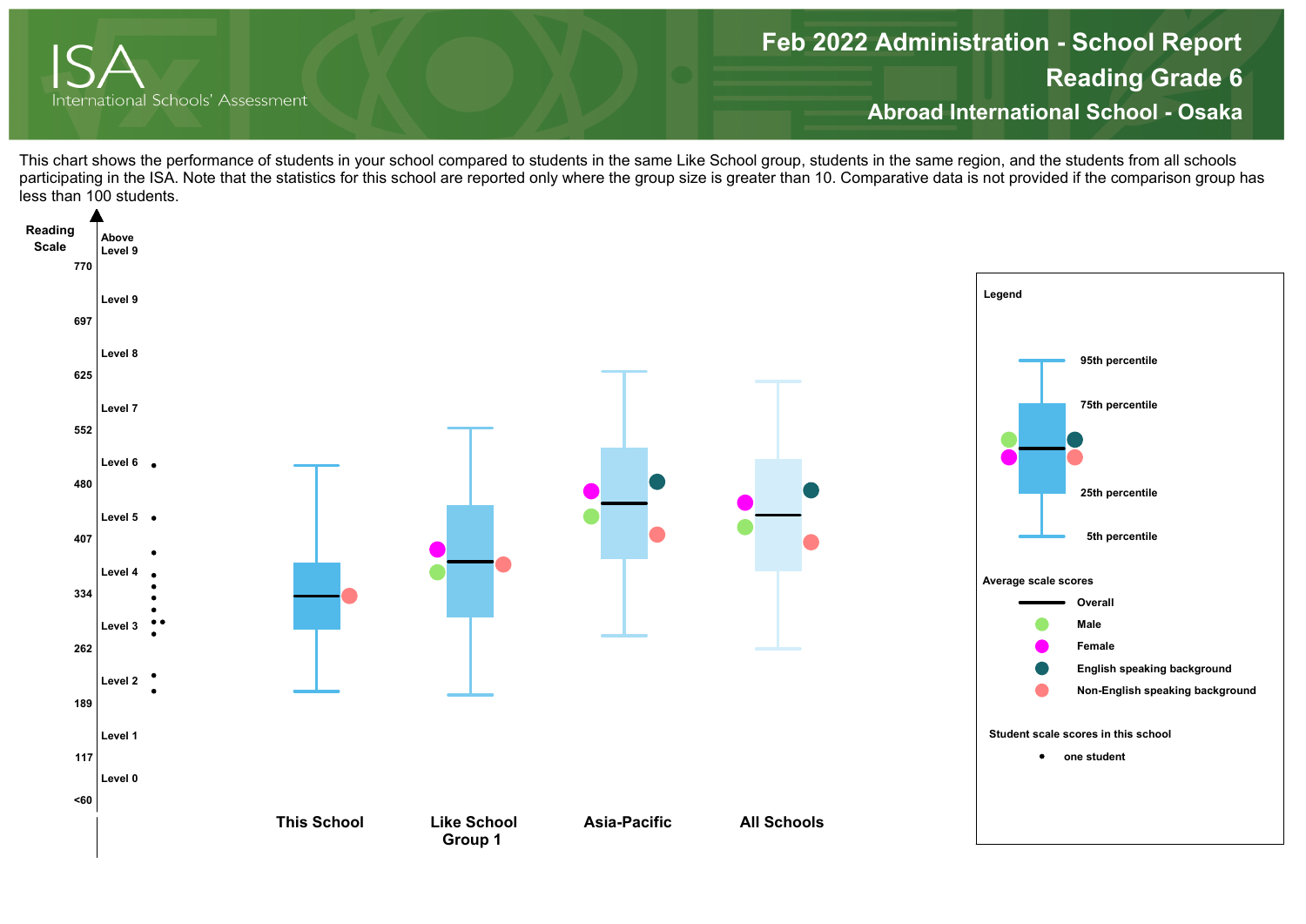# Feb 2022 Administration - School Report

## Reading Grade 6

## Abroad International School - Osaka

This chart shows the performance of students in your school compared to students in the same Like School group, students in the same region, and the students from all schools participating in the ISA. Note that the statistics for this school are reported only where the group size is greater than 10. Comparative data is not provided if the comparison group has less than 100 students.

Reading Scale

| Scale | Level |
|---|---|
| | Above Level 9 |
| 770 | |
| | Level 9 |
| 697 | |
| | Level 8 |
| 625 | |
| | Level 7 |
| 552 | |
| | Level 6 |
| 480 | |
| | Level 5 |
| 407 | |
| | Level 4 |
| 334 | |
| | Level 3 |
| 262 | |
| | Level 2 |
| 189 | |
| | Level 1 |
| 117 | |
| | Level 0 |
| <60 | |

This School | Like School Group 1 | Asia-Pacific | All Schools

**Legend**

- 95th percentile
- 75th percentile
- 25th percentile
- 5th percentile

**Average scale scores**

- Overall
- Male
- Female
- English speaking background
- Non-English speaking background

**Student scale scores in this school**

- one student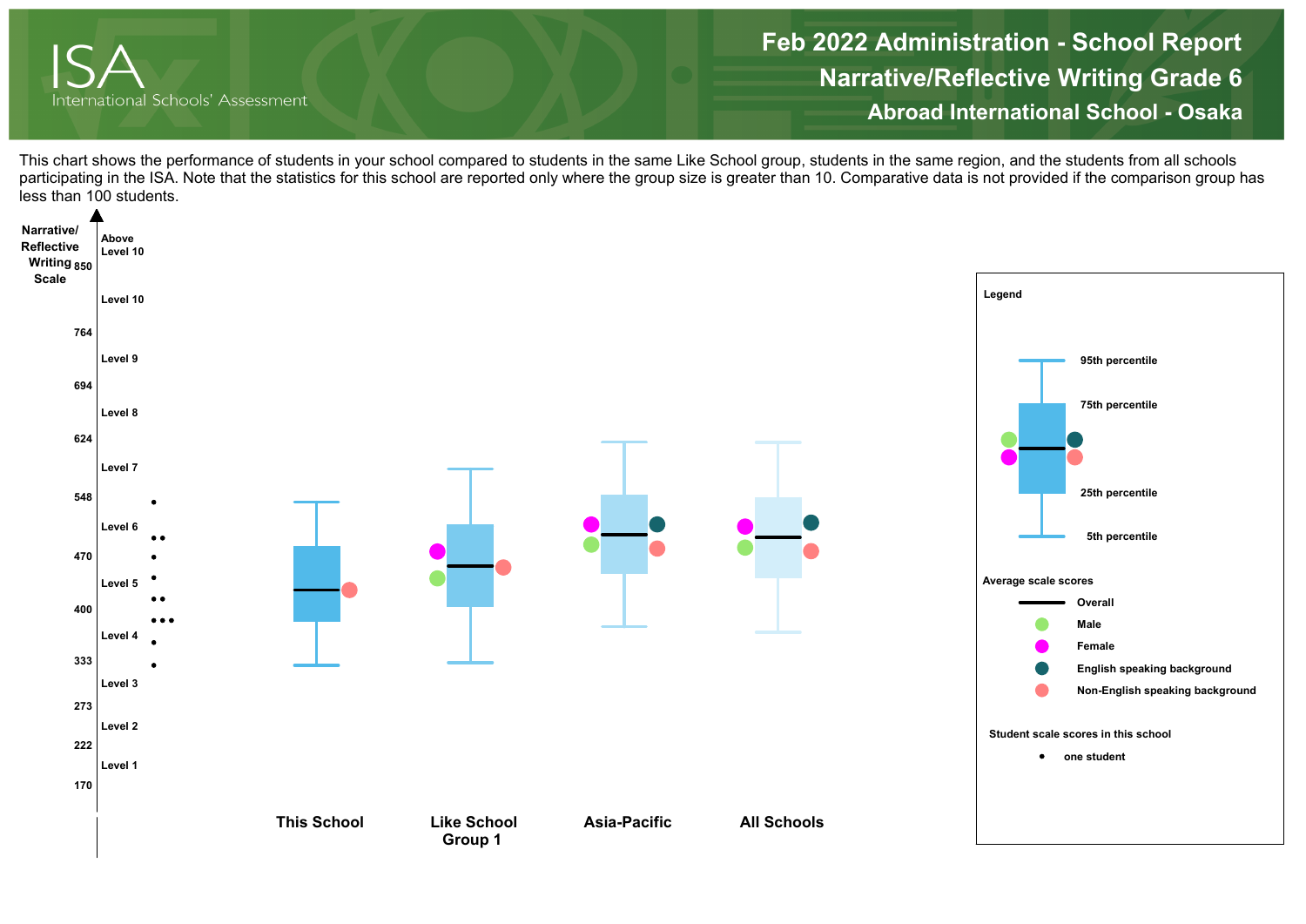# Feb 2022 Administration - School Report
## Narrative/Reflective Writing Grade 6
### Abroad International School - Osaka

ISA
International Schools' Assessment

This chart shows the performance of students in your school compared to students in the same Like School group, students in the same region, and the students from all schools participating in the ISA. Note that the statistics for this school are reported only where the group size is greater than 10. Comparative data is not provided if the comparison group has less than 100 students.

Narrative/Reflective Writing Scale

| Scale | Level |
| --- | --- |
| | Above Level 10 |
| 850 | |
| | Level 10 |
| 764 | |
| | Level 9 |
| 694 | |
| | Level 8 |
| 624 | |
| | Level 7 |
| 548 | |
| | Level 6 |
| 470 | |
| | Level 5 |
| 400 | |
| | Level 4 |
| 333 | |
| | Level 3 |
| 273 | |
| | Level 2 |
| 222 | |
| | Level 1 |
| 170 | |

This School | Like School Group 1 | Asia-Pacific | All Schools

**Legend**

- 95th percentile
- 75th percentile
- 25th percentile
- 5th percentile

**Average scale scores**

- Overall
- Male
- Female
- English speaking background
- Non-English speaking background

**Student scale scores in this school**

- • one student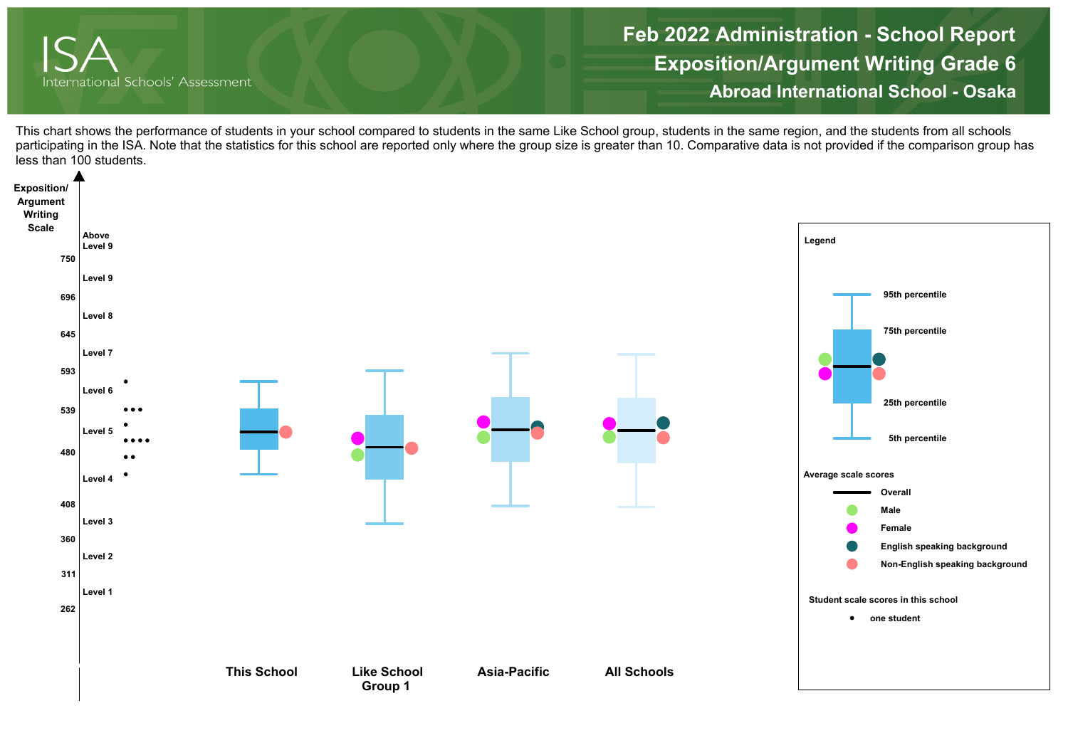# Feb 2022 Administration - School Report

## Exposition/Argument Writing Grade 6

### Abroad International School - Osaka

This chart shows the performance of students in your school compared to students in the same Like School group, students in the same region, and the students from all schools participating in the ISA. Note that the statistics for this school are reported only where the group size is greater than 10. Comparative data is not provided if the comparison group has less than 100 students.

Exposition/ Argument Writing Scale

| Scale | Level |
|---|---|
| | Above Level 9 |
| 750 | |
| | Level 9 |
| 696 | |
| | Level 8 |
| 645 | |
| | Level 7 |
| 593 | |
| | Level 6 |
| 539 | |
| | Level 5 |
| 480 | |
| | Level 4 |
| 408 | |
| | Level 3 |
| 360 | |
| | Level 2 |
| 311 | |
| | Level 1 |
| 262 | |

This School | Like School Group 1 | Asia-Pacific | All Schools

**Legend**

- 95th percentile
- 75th percentile
- 25th percentile
- 5th percentile

**Average scale scores**

- Overall
- Male
- Female
- English speaking background
- Non-English speaking background

**Student scale scores in this school**

- one student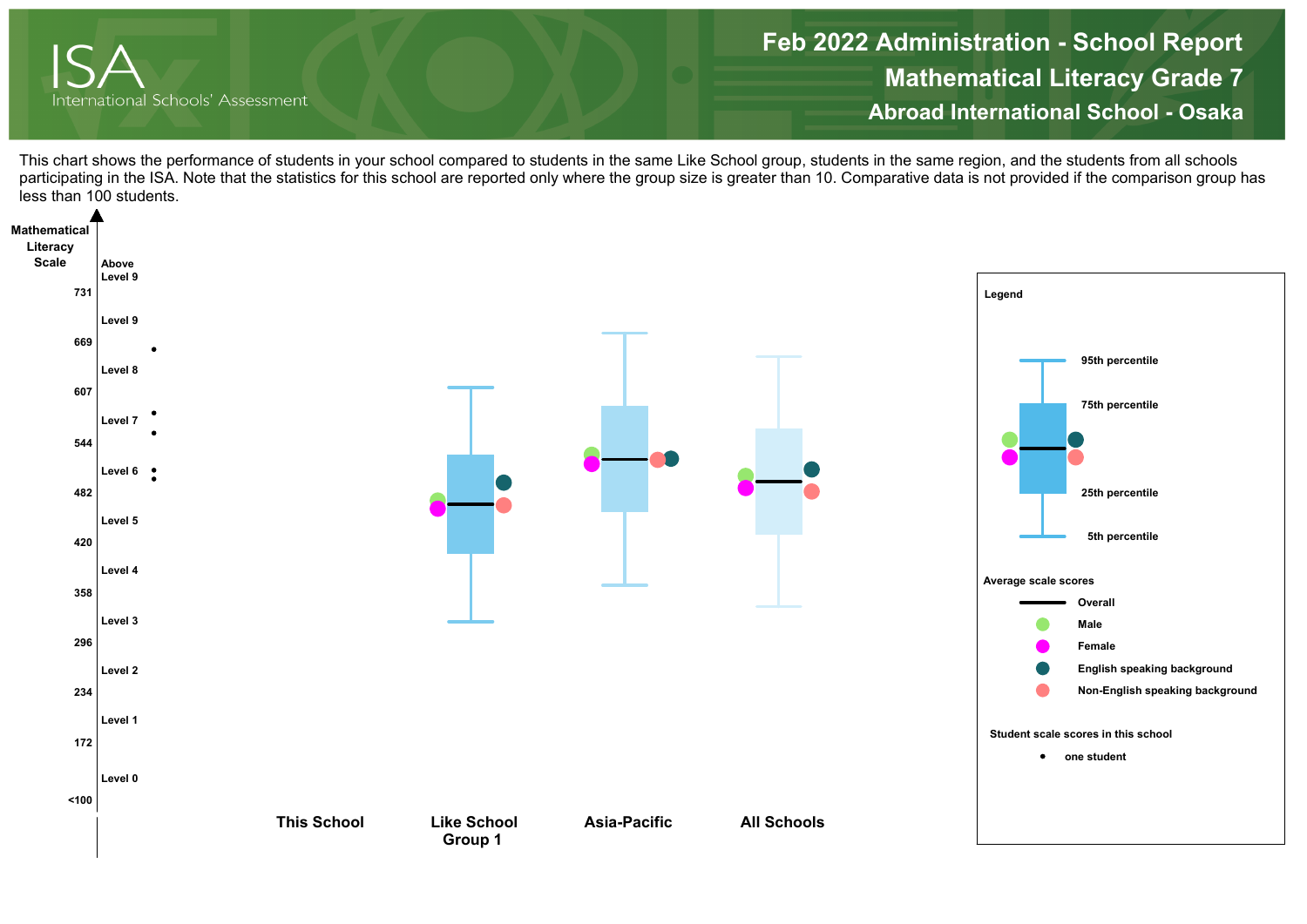# Feb 2022 Administration - School Report

## Mathematical Literacy Grade 7

### Abroad International School - Osaka

This chart shows the performance of students in your school compared to students in the same Like School group, students in the same region, and the students from all schools participating in the ISA. Note that the statistics for this school are reported only where the group size is greater than 10. Comparative data is not provided if the comparison group has less than 100 students.

**Mathematical Literacy Scale**

| Scale | Level |
|---|---|
| | Above Level 9 |
| 731 | |
| | Level 9 |
| 669 | |
| | Level 8 |
| 607 | |
| | Level 7 |
| 544 | |
| | Level 6 |
| 482 | |
| | Level 5 |
| 420 | |
| | Level 4 |
| 358 | |
| | Level 3 |
| 296 | |
| | Level 2 |
| 234 | |
| | Level 1 |
| 172 | |
| | Level 0 |
| <100 | |

**This School** | **Like School Group 1** | **Asia-Pacific** | **All Schools**

**Legend**

- 95th percentile
- 75th percentile
- 25th percentile
- 5th percentile

**Average scale scores**

- Overall
- Male
- Female
- English speaking background
- Non-English speaking background

**Student scale scores in this school**

- one student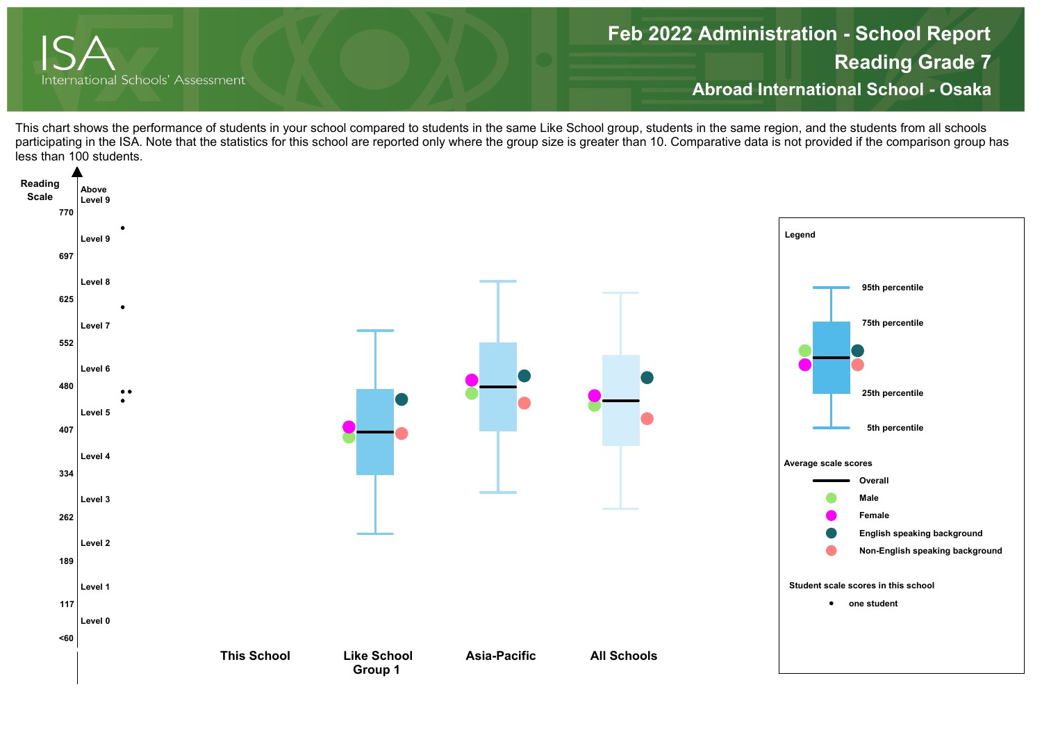# Feb 2022 Administration - School Report

## Reading Grade 7

## Abroad International School - Osaka

ISA International Schools' Assessment

This chart shows the performance of students in your school compared to students in the same Like School group, students in the same region, and the students from all schools participating in the ISA. Note that the statistics for this school are reported only where the group size is greater than 10. Comparative data is not provided if the comparison group has less than 100 students.

Reading Scale

| Scale | Level |
|---|---|
| | Above Level 9 |
| 770 | |
| | Level 9 |
| 697 | |
| | Level 8 |
| 625 | |
| | Level 7 |
| 552 | |
| | Level 6 |
| 480 | |
| | Level 5 |
| 407 | |
| | Level 4 |
| 334 | |
| | Level 3 |
| 262 | |
| | Level 2 |
| 189 | |
| | Level 1 |
| 117 | |
| | Level 0 |
| <60 | |

This School | Like School Group 1 | Asia-Pacific | All Schools

**Legend**

- 95th percentile
- 75th percentile
- 25th percentile
- 5th percentile

**Average scale scores**

- Overall
- Male
- Female
- English speaking background
- Non-English speaking background

**Student scale scores in this school**

- one student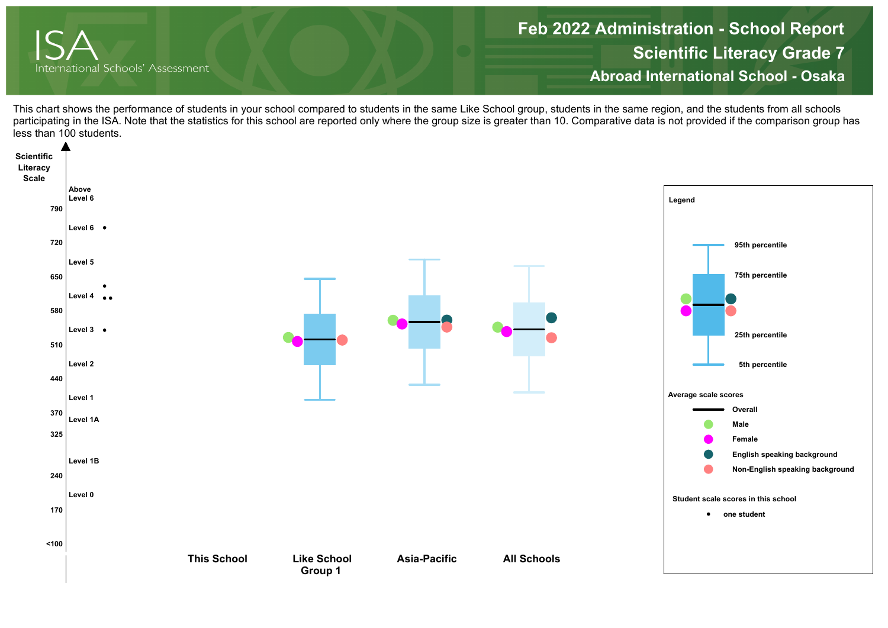# Feb 2022 Administration - School Report

## Scientific Literacy Grade 7

### Abroad International School - Osaka

This chart shows the performance of students in your school compared to students in the same Like School group, students in the same region, and the students from all schools participating in the ISA. Note that the statistics for this school are reported only where the group size is greater than 10. Comparative data is not provided if the comparison group has less than 100 students.

Scientific Literacy Scale

| Scale score | Level |
| --- | --- |
| | Above Level 6 |
| 790 | |
| | Level 6 |
| 720 | |
| | Level 5 |
| 650 | |
| | Level 4 |
| 580 | |
| | Level 3 |
| 510 | |
| | Level 2 |
| 440 | |
| | Level 1 |
| 370 | |
| | Level 1A |
| 325 | |
| | Level 1B |
| 240 | |
| | Level 0 |
| 170 | |
| <100 | |

This School | Like School Group 1 | Asia-Pacific | All Schools

**Legend**

- 95th percentile
- 75th percentile
- 25th percentile
- 5th percentile

**Average scale scores**

- Overall
- Male
- Female
- English speaking background
- Non-English speaking background

**Student scale scores in this school**

- one student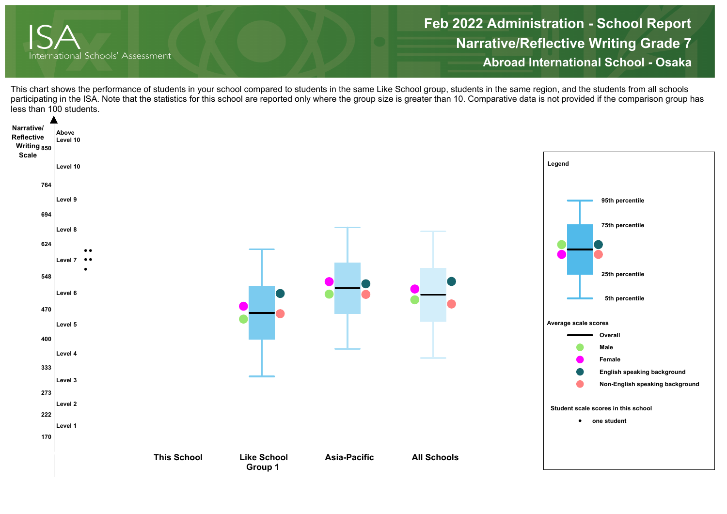# Feb 2022 Administration - School Report

## Narrative/Reflective Writing Grade 7

### Abroad International School - Osaka

This chart shows the performance of students in your school compared to students in the same Like School group, students in the same region, and the students from all schools participating in the ISA. Note that the statistics for this school are reported only where the group size is greater than 10. Comparative data is not provided if the comparison group has less than 100 students.

Narrative/Reflective Writing Scale

| Scale | Level |
| --- | --- |
| | Above Level 10 |
| 850 | |
| | Level 10 |
| 764 | |
| | Level 9 |
| 694 | |
| | Level 8 |
| 624 | |
| | Level 7 |
| 548 | |
| | Level 6 |
| 470 | |
| | Level 5 |
| 400 | |
| | Level 4 |
| 333 | |
| | Level 3 |
| 273 | |
| | Level 2 |
| 222 | |
| | Level 1 |
| 170 | |

This School | Like School Group 1 | Asia-Pacific | All Schools

**Legend**

- 95th percentile
- 75th percentile
- 25th percentile
- 5th percentile

**Average scale scores**

- Overall
- Male
- Female
- English speaking background
- Non-English speaking background

**Student scale scores in this school**

- • one student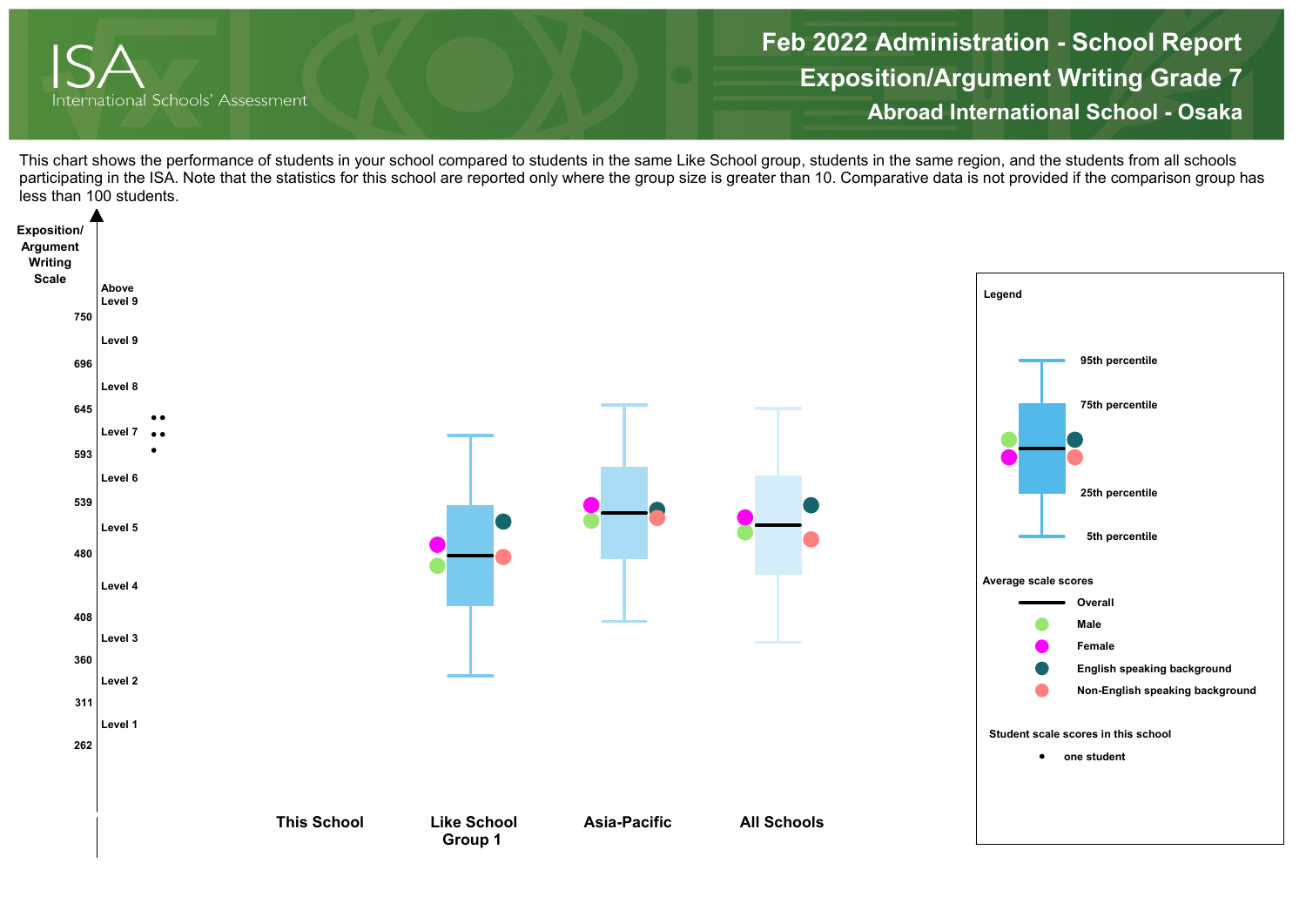ISA
International Schools' Assessment

# Feb 2022 Administration - School Report
## Exposition/Argument Writing Grade 7
### Abroad International School - Osaka

This chart shows the performance of students in your school compared to students in the same Like School group, students in the same region, and the students from all schools participating in the ISA. Note that the statistics for this school are reported only where the group size is greater than 10. Comparative data is not provided if the comparison group has less than 100 students.

Exposition/ Argument Writing Scale

Above Level 9
750
Level 9
696
Level 8
645
Level 7
593
Level 6
539
Level 5
480
Level 4
408
Level 3
360
Level 2
311
Level 1
262

This School
Like School Group 1
Asia-Pacific
All Schools

Legend

95th percentile
75th percentile
25th percentile
5th percentile

Average scale scores
Overall
Male
Female
English speaking background
Non-English speaking background

Student scale scores in this school
one student